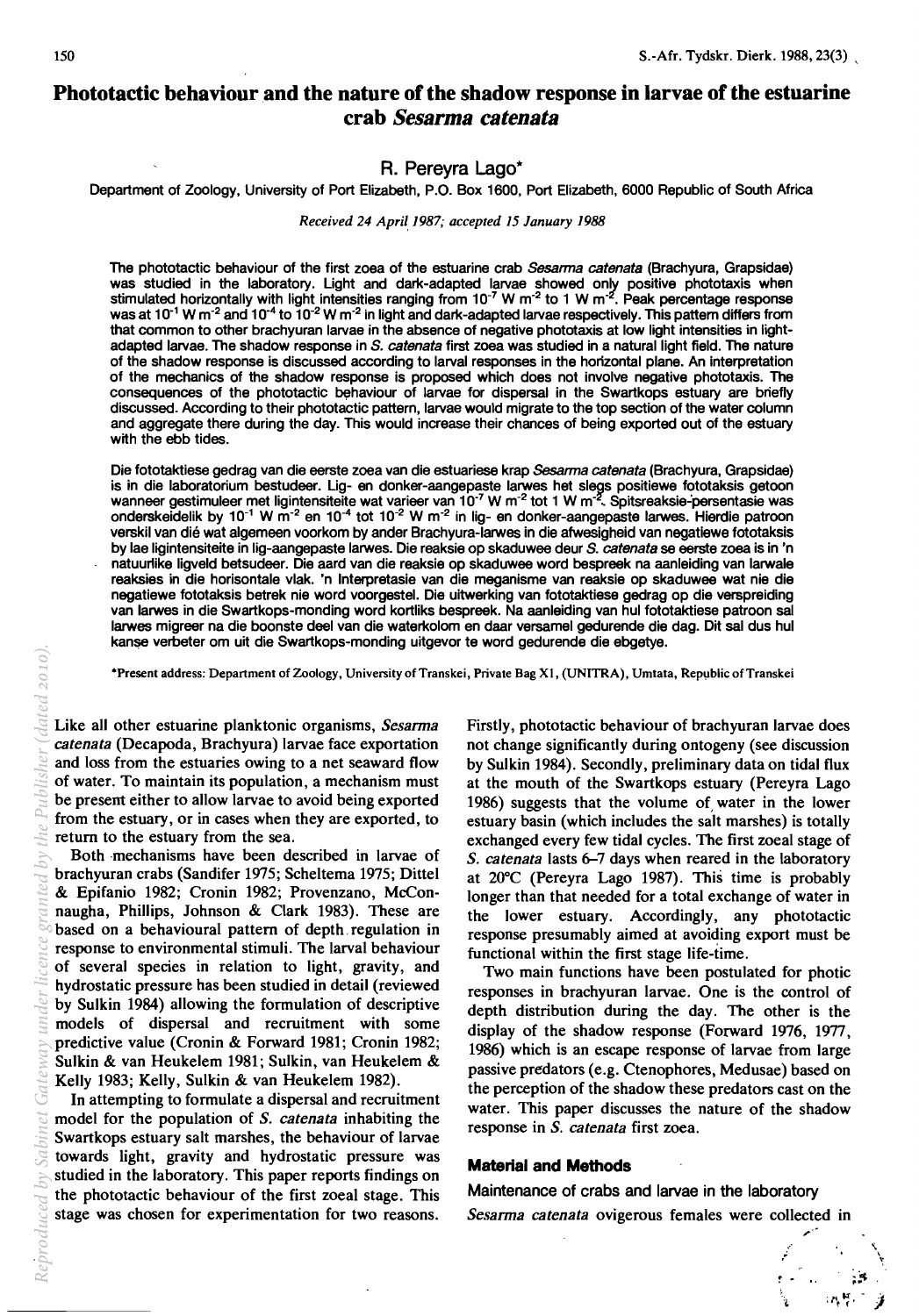# Phototactic behaviour and the nature of the shadow response in larvae of the estuarine crab *Sesarma catenata*

## R. Pereyra Lago*

Department of Zoology, University of Port Elizabeth, P.O. Box 1600, Port Elizabeth, 6000 Republic of South Africa

*Received 24 April 1987; accepted 15 January 1988*

The phototactic behaviour of the first zoea of the estuarine crab *Sesarma catenata* (Brachyura, Grapsidae) was studied in the laboratory. Light and dark-adapted larvae showed only positive phototaxis when stimulated horizontally with light intensities ranging from $10^{-7}$ W m$^{-2}$ to 1 W m$^{-2}$. Peak percentage response was at $10^{-1}$ W m$^{-2}$ and $10^{-4}$ to $10^{-2}$ W m$^{-2}$ in light and dark-adapted larvae respectively. This pattern differs from that common to other brachyuran larvae in the absence of negative phototaxis at low light intensities in light-adapted larvae. The shadow response in *S. catenata* first zoea was studied in a natural light field. The nature of the shadow response is discussed according to larval responses in the horizontal plane. An interpretation of the mechanics of the shadow response is proposed which does not involve negative phototaxis. The consequences of the phototactic behaviour of larvae for dispersal in the Swartkops estuary are briefly discussed. According to their phototactic pattern, larvae would migrate to the top section of the water column and aggregate there during the day. This would increase their chances of being exported out of the estuary with the ebb tides.

Die fototaktiese gedrag van die eerste zoea van die estuariese krap *Sesarma catenata* (Brachyura, Grapsidae) is in die laboratorium bestudeer. Lig- en donker-aangepaste larwes het slegs positiewe fototaksis getoon wanneer gestimuleer met ligintensiteite wat varieer van $10^{-7}$ W m$^{-2}$ tot 1 W m$^{-2}$. Spitsreaksie-persentasie was onderskeidelik by $10^{-1}$ W m$^{-2}$ en $10^{-4}$ tot $10^{-2}$ W m$^{-2}$ in lig- en donker-aangepaste larwes. Hierdie patroon verskil van dié wat algemeen voorkom by ander Brachyura-larwes in die afwesigheid van negatiewe fototaksis by lae ligintensiteite in lig-aangepaste larwes. Die reaksie op skaduwee deur *S. catenata* se eerste zoea is in 'n natuurlike ligveld betsudeer. Die aard van die reaksie op skaduwee word bespreek na aanleiding van larwale reaksies in die horisontale vlak. 'n Interpretasie van die meganisme van reaksie op skaduwee wat nie die negatiewe fototaksis betrek nie word voorgestel. Die uitwerking van fototaktiese gedrag op die verspreiding van larwes in die Swartkops-monding word kortliks bespreek. Na aanleiding van hul fototaktiese patroon sal larwes migreer na die boonste deel van die waterkolom en daar versamel gedurende die dag. Dit sal dus hul kanse verbeter om uit die Swartkops-monding uitgevor te word gedurende die ebgetye.

*Present address: Department of Zoology, University of Transkei, Private Bag X1, (UNITRA), Umtata, Republic of Transkei

Like all other estuarine planktonic organisms, *Sesarma catenata* (Decapoda, Brachyura) larvae face exportation and loss from the estuaries owing to a net seaward flow of water. To maintain its population, a mechanism must be present either to allow larvae to avoid being exported from the estuary, or in cases when they are exported, to return to the estuary from the sea.

Both mechanisms have been described in larvae of brachyuran crabs (Sandifer 1975; Scheltema 1975; Dittel & Epifanio 1982; Cronin 1982; Provenzano, McConnaugha, Phillips, Johnson & Clark 1983). These are based on a behavioural pattern of depth regulation in response to environmental stimuli. The larval behaviour of several species in relation to light, gravity, and hydrostatic pressure has been studied in detail (reviewed by Sulkin 1984) allowing the formulation of descriptive models of dispersal and recruitment with some predictive value (Cronin & Forward 1981; Cronin 1982; Sulkin & van Heukelem 1981; Sulkin, van Heukelem & Kelly 1983; Kelly, Sulkin & van Heukelem 1982).

In attempting to formulate a dispersal and recruitment model for the population of *S. catenata* inhabiting the Swartkops estuary salt marshes, the behaviour of larvae towards light, gravity and hydrostatic pressure was studied in the laboratory. This paper reports findings on the phototactic behaviour of the first zoeal stage. This stage was chosen for experimentation for two reasons. Firstly, phototactic behaviour of brachyuran larvae does not change significantly during ontogeny (see discussion by Sulkin 1984). Secondly, preliminary data on tidal flux at the mouth of the Swartkops estuary (Pereyra Lago 1986) suggests that the volume of water in the lower estuary basin (which includes the salt marshes) is totally exchanged every few tidal cycles. The first zoeal stage of *S. catenata* lasts 6–7 days when reared in the laboratory at 20°C (Pereyra Lago 1987). This time is probably longer than that needed for a total exchange of water in the lower estuary. Accordingly, any phototactic response presumably aimed at avoiding export must be functional within the first stage life-time.

Two main functions have been postulated for photic responses in brachyuran larvae. One is the control of depth distribution during the day. The other is the display of the shadow response (Forward 1976, 1977, 1986) which is an escape response of larvae from large passive predators (e.g. Ctenophores, Medusae) based on the perception of the shadow these predators cast on the water. This paper discusses the nature of the shadow response in *S. catenata* first zoea.

## Material and Methods

### Maintenance of crabs and larvae in the laboratory

*Sesarma catenata* ovigerous females were collected in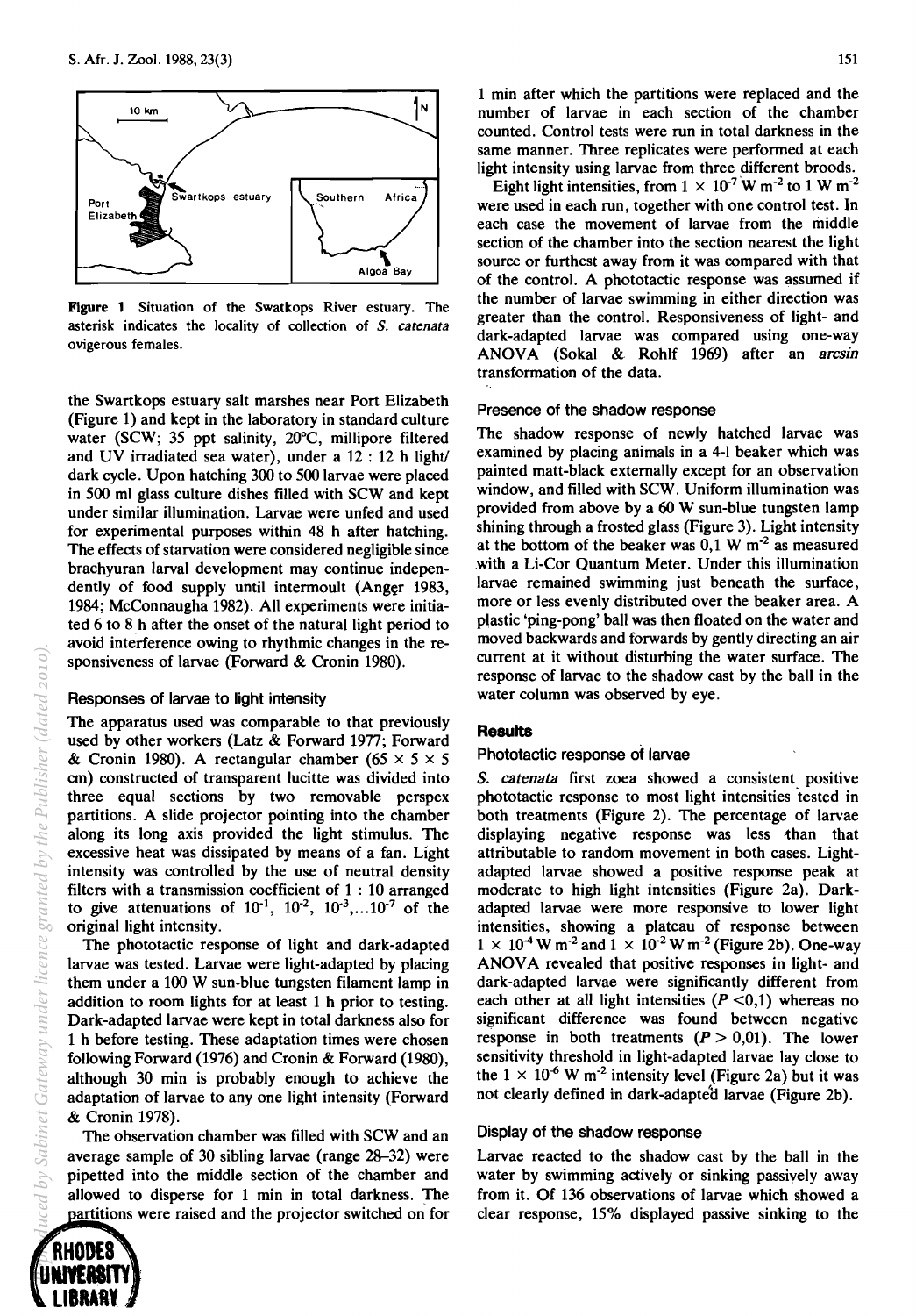**Figure 1** Situation of the Swatkops River estuary. The asterisk indicates the locality of collection of *S. catenata* ovigerous females.

the Swartkops estuary salt marshes near Port Elizabeth (Figure 1) and kept in the laboratory in standard culture water (SCW; 35 ppt salinity, 20°C, millipore filtered and UV irradiated sea water), under a 12 : 12 h light/dark cycle. Upon hatching 300 to 500 larvae were placed in 500 ml glass culture dishes filled with SCW and kept under similar illumination. Larvae were unfed and used for experimental purposes within 48 h after hatching. The effects of starvation were considered negligible since brachyuran larval development may continue independently of food supply until intermoult (Anger 1983, 1984; McConnaugha 1982). All experiments were initiated 6 to 8 h after the onset of the natural light period to avoid interference owing to rhythmic changes in the responsiveness of larvae (Forward & Cronin 1980).

### Responses of larvae to light intensity

The apparatus used was comparable to that previously used by other workers (Latz & Forward 1977; Forward & Cronin 1980). A rectangular chamber (65 × 5 × 5 cm) constructed of transparent lucitte was divided into three equal sections by two removable perspex partitions. A slide projector pointing into the chamber along its long axis provided the light stimulus. The excessive heat was dissipated by means of a fan. Light intensity was controlled by the use of neutral density filters with a transmission coefficient of 1 : 10 arranged to give attenuations of $10^{-1}$, $10^{-2}$, $10^{-3}$,...$10^{-7}$ of the original light intensity.

The phototactic response of light and dark-adapted larvae was tested. Larvae were light-adapted by placing them under a 100 W sun-blue tungsten filament lamp in addition to room lights for at least 1 h prior to testing. Dark-adapted larvae were kept in total darkness also for 1 h before testing. These adaptation times were chosen following Forward (1976) and Cronin & Forward (1980), although 30 min is probably enough to achieve the adaptation of larvae to any one light intensity (Forward & Cronin 1978).

The observation chamber was filled with SCW and an average sample of 30 sibling larvae (range 28–32) were pipetted into the middle section of the chamber and allowed to disperse for 1 min in total darkness. The partitions were raised and the projector switched on for 1 min after which the partitions were replaced and the number of larvae in each section of the chamber counted. Control tests were run in total darkness in the same manner. Three replicates were performed at each light intensity using larvae from three different broods.

Eight light intensities, from $1 \times 10^{-7}$ W m$^{-2}$ to 1 W m$^{-2}$ were used in each run, together with one control test. In each case the movement of larvae from the middle section of the chamber into the section nearest the light source or furthest away from it was compared with that of the control. A phototactic response was assumed if the number of larvae swimming in either direction was greater than the control. Responsiveness of light- and dark-adapted larvae was compared using one-way ANOVA (Sokal & Rohlf 1969) after an *arcsin* transformation of the data.

### Presence of the shadow response

The shadow response of newly hatched larvae was examined by placing animals in a 4-l beaker which was painted matt-black externally except for an observation window, and filled with SCW. Uniform illumination was provided from above by a 60 W sun-blue tungsten lamp shining through a frosted glass (Figure 3). Light intensity at the bottom of the beaker was 0,1 W m$^{-2}$ as measured with a Li-Cor Quantum Meter. Under this illumination larvae remained swimming just beneath the surface, more or less evenly distributed over the beaker area. A plastic 'ping-pong' ball was then floated on the water and moved backwards and forwards by gently directing an air current at it without disturbing the water surface. The response of larvae to the shadow cast by the ball in the water column was observed by eye.

## Results

### Phototactic response of larvae

*S. catenata* first zoea showed a consistent positive phototactic response to most light intensities tested in both treatments (Figure 2). The percentage of larvae displaying negative response was less than that attributable to random movement in both cases. Light-adapted larvae showed a positive response peak at moderate to high light intensities (Figure 2a). Dark-adapted larvae were more responsive to lower light intensities, showing a plateau of response between $1 \times 10^{-4}$ W m$^{-2}$ and $1 \times 10^{-2}$ W m$^{-2}$ (Figure 2b). One-way ANOVA revealed that positive responses in light- and dark-adapted larvae were significantly different from each other at all light intensities ($P$ <0,1) whereas no significant difference was found between negative response in both treatments ($P$ > 0,01). The lower sensitivity threshold in light-adapted larvae lay close to the $1 \times 10^{-6}$ W m$^{-2}$ intensity level (Figure 2a) but it was not clearly defined in dark-adapted larvae (Figure 2b).

### Display of the shadow response

Larvae reacted to the shadow cast by the ball in the water by swimming actively or sinking passively away from it. Of 136 observations of larvae which showed a clear response, 15% displayed passive sinking to the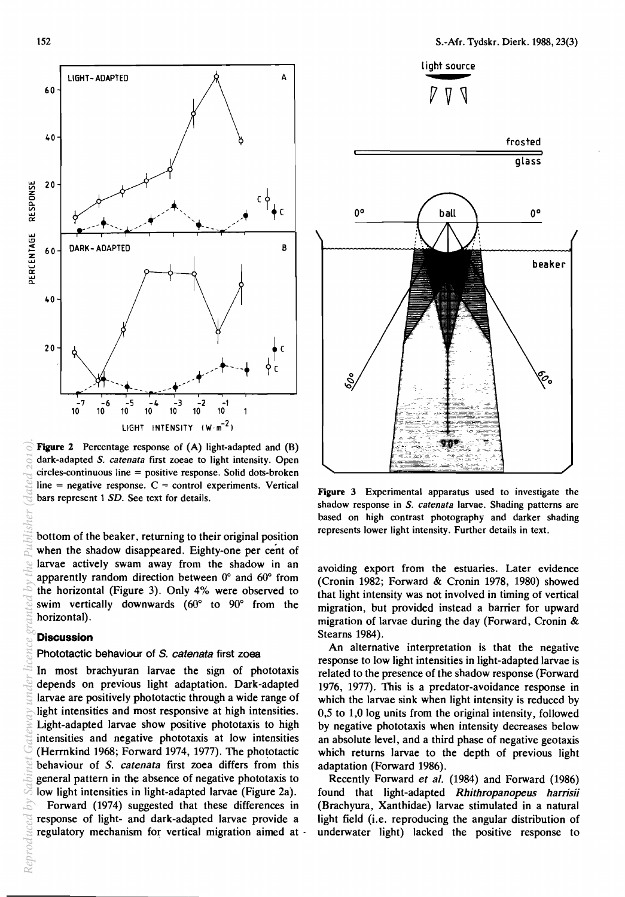**Figure 2** Percentage response of (A) light-adapted and (B) dark-adapted *S. catenata* first zoeae to light intensity. Open circles-continuous line = positive response. Solid dots-broken line = negative response. C = control experiments. Vertical bars represent 1 *SD*. See text for details.

**Figure 3** Experimental apparatus used to investigate the shadow response in *S. catenata* larvae. Shading patterns are based on high contrast photography and darker shading represents lower light intensity. Further details in text.

bottom of the beaker, returning to their original position when the shadow disappeared. Eighty-one per cent of larvae actively swam away from the shadow in an apparently random direction between 0° and 60° from the horizontal (Figure 3). Only 4% were observed to swim vertically downwards (60° to 90° from the horizontal).

## Discussion

### Phototactic behaviour of *S. catenata* first zoea

In most brachyuran larvae the sign of phototaxis depends on previous light adaptation. Dark-adapted larvae are positively phototactic through a wide range of light intensities and most responsive at high intensities. Light-adapted larvae show positive phototaxis to high intensities and negative phototaxis at low intensities (Herrnkind 1968; Forward 1974, 1977). The phototactic behaviour of *S. catenata* first zoea differs from this general pattern in the absence of negative phototaxis to low light intensities in light-adapted larvae (Figure 2a).

Forward (1974) suggested that these differences in response of light- and dark-adapted larvae provide a regulatory mechanism for vertical migration aimed at avoiding export from the estuaries. Later evidence (Cronin 1982; Forward & Cronin 1978, 1980) showed that light intensity was not involved in timing of vertical migration, but provided instead a barrier for upward migration of larvae during the day (Forward, Cronin & Stearns 1984).

An alternative interpretation is that the negative response to low light intensities in light-adapted larvae is related to the presence of the shadow response (Forward 1976, 1977). This is a predator-avoidance response in which the larvae sink when light intensity is reduced by 0,5 to 1,0 log units from the original intensity, followed by negative phototaxis when intensity decreases below an absolute level, and a third phase of negative geotaxis which returns larvae to the depth of previous light adaptation (Forward 1986).

Recently Forward *et al.* (1984) and Forward (1986) found that light-adapted *Rhithropanopeus harrisii* (Brachyura, Xanthidae) larvae stimulated in a natural light field (i.e. reproducing the angular distribution of underwater light) lacked the positive response to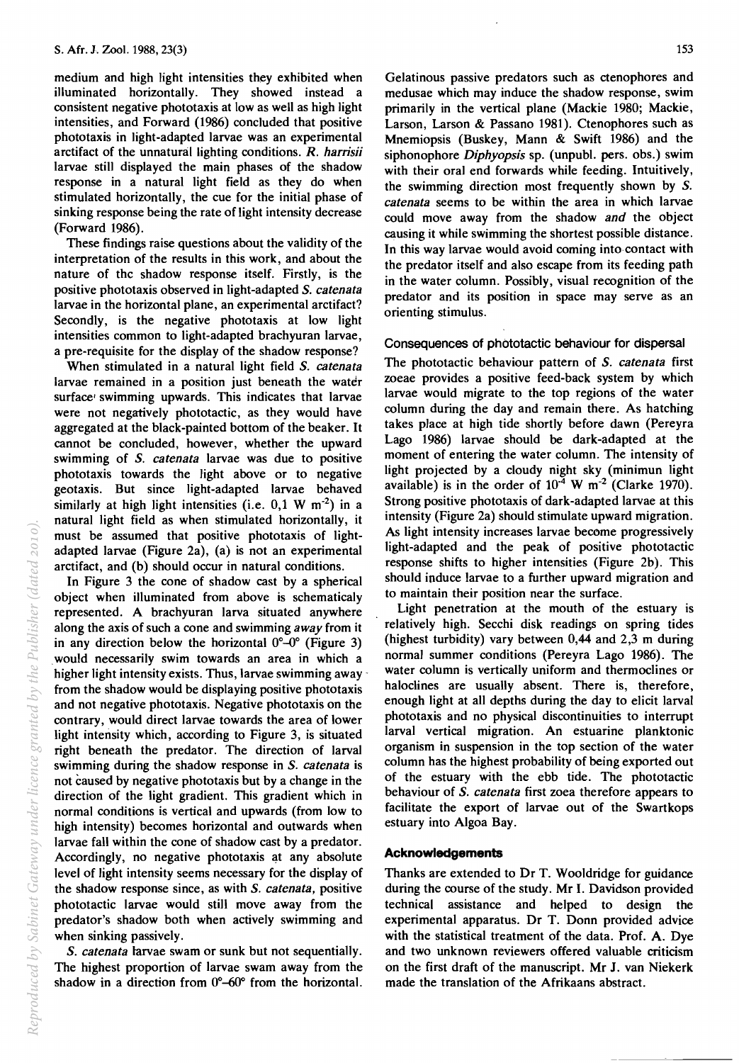medium and high light intensities they exhibited when illuminated horizontally. They showed instead a consistent negative phototaxis at low as well as high light intensities, and Forward (1986) concluded that positive phototaxis in light-adapted larvae was an experimental arctifact of the unnatural lighting conditions. *R. harrisii* larvae still displayed the main phases of the shadow response in a natural light field as they do when stimulated horizontally, the cue for the initial phase of sinking response being the rate of light intensity decrease (Forward 1986).

These findings raise questions about the validity of the interpretation of the results in this work, and about the nature of the shadow response itself. Firstly, is the positive phototaxis observed in light-adapted *S. catenata* larvae in the horizontal plane, an experimental arctifact? Secondly, is the negative phototaxis at low light intensities common to light-adapted brachyuran larvae, a pre-requisite for the display of the shadow response?

When stimulated in a natural light field *S. catenata* larvae remained in a position just beneath the water surface swimming upwards. This indicates that larvae were not negatively phototactic, as they would have aggregated at the black-painted bottom of the beaker. It cannot be concluded, however, whether the upward swimming of *S. catenata* larvae was due to positive phototaxis towards the light above or to negative geotaxis. But since light-adapted larvae behaved similarly at high light intensities (i.e. 0,1 W $m^{-2}$) in a natural light field as when stimulated horizontally, it must be assumed that positive phototaxis of light-adapted larvae (Figure 2a), (a) is not an experimental arctifact, and (b) should occur in natural conditions.

In Figure 3 the cone of shadow cast by a spherical object when illuminated from above is schematicaly represented. A brachyuran larva situated anywhere along the axis of such a cone and swimming *away* from it in any direction below the horizontal 0°–0° (Figure 3) would necessarily swim towards an area in which a higher light intensity exists. Thus, larvae swimming away from the shadow would be displaying positive phototaxis and not negative phototaxis. Negative phototaxis on the contrary, would direct larvae towards the area of lower light intensity which, according to Figure 3, is situated right beneath the predator. The direction of larval swimming during the shadow response in *S. catenata* is not caused by negative phototaxis but by a change in the direction of the light gradient. This gradient which in normal conditions is vertical and upwards (from low to high intensity) becomes horizontal and outwards when larvae fall within the cone of shadow cast by a predator. Accordingly, no negative phototaxis at any absolute level of light intensity seems necessary for the display of the shadow response since, as with *S. catenata*, positive phototactic larvae would still move away from the predator's shadow both when actively swimming and when sinking passively.

*S. catenata* larvae swam or sunk but not sequentially. The highest proportion of larvae swam away from the shadow in a direction from 0°–60° from the horizontal. Gelatinous passive predators such as ctenophores and medusae which may induce the shadow response, swim primarily in the vertical plane (Mackie 1980; Mackie, Larson, Larson & Passano 1981). Ctenophores such as Mnemiopsis (Buskey, Mann & Swift 1986) and the siphonophore *Diphyopsis* sp. (unpubl. pers. obs.) swim with their oral end forwards while feeding. Intuitively, the swimming direction most frequently shown by *S. catenata* seems to be within the area in which larvae could move away from the shadow *and* the object causing it while swimming the shortest possible distance. In this way larvae would avoid coming into contact with the predator itself and also escape from its feeding path in the water column. Possibly, visual recognition of the predator and its position in space may serve as an orienting stimulus.

### Consequences of phototactic behaviour for dispersal

The phototactic behaviour pattern of *S. catenata* first zoeae provides a positive feed-back system by which larvae would migrate to the top regions of the water column during the day and remain there. As hatching takes place at high tide shortly before dawn (Pereyra Lago 1986) larvae should be dark-adapted at the moment of entering the water column. The intensity of light projected by a cloudy night sky (minimun light available) is in the order of $10^{-4}$ W $m^{-2}$ (Clarke 1970). Strong positive phototaxis of dark-adapted larvae at this intensity (Figure 2a) should stimulate upward migration. As light intensity increases larvae become progressively light-adapted and the peak of positive phototactic response shifts to higher intensities (Figure 2b). This should induce larvae to a further upward migration and to maintain their position near the surface.

Light penetration at the mouth of the estuary is relatively high. Secchi disk readings on spring tides (highest turbidity) vary between 0,44 and 2,3 m during normal summer conditions (Pereyra Lago 1986). The water column is vertically uniform and thermoclines or haloclines are usually absent. There is, therefore, enough light at all depths during the day to elicit larval phototaxis and no physical discontinuities to interrupt larval vertical migration. An estuarine planktonic organism in suspension in the top section of the water column has the highest probability of being exported out of the estuary with the ebb tide. The phototactic behaviour of *S. catenata* first zoea therefore appears to facilitate the export of larvae out of the Swartkops estuary into Algoa Bay.

### Acknowledgements

Thanks are extended to Dr T. Wooldridge for guidance during the course of the study. Mr I. Davidson provided technical assistance and helped to design the experimental apparatus. Dr T. Donn provided advice with the statistical treatment of the data. Prof. A. Dye and two unknown reviewers offered valuable criticism on the first draft of the manuscript. Mr J. van Niekerk made the translation of the Afrikaans abstract.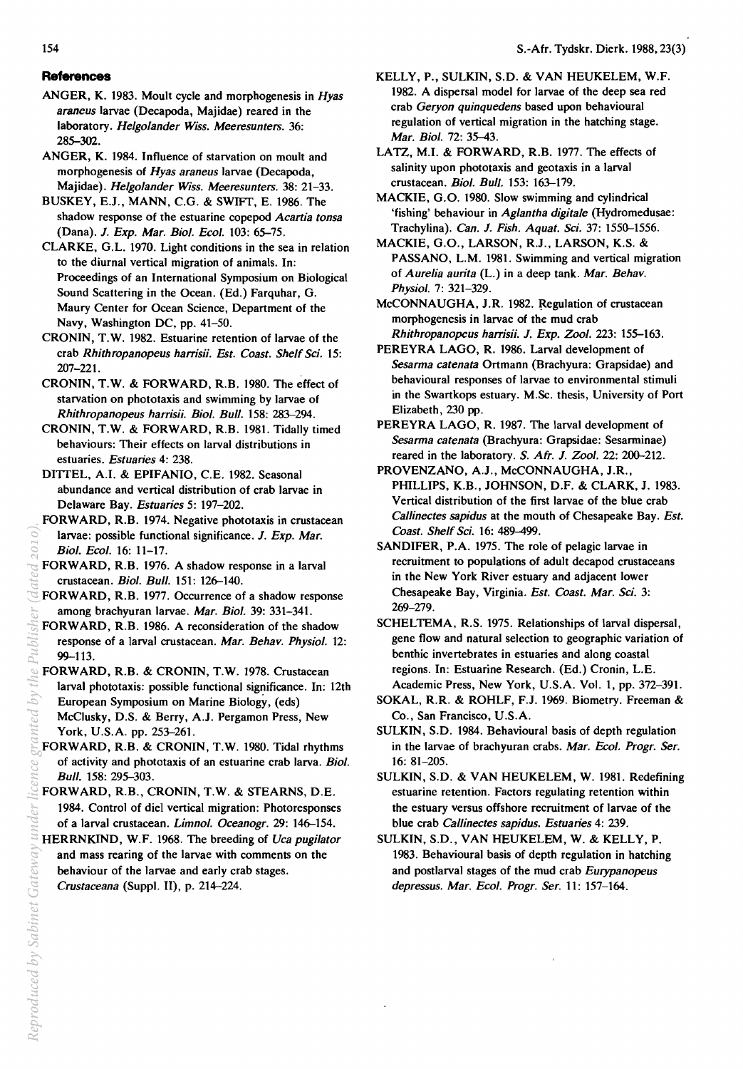## References

ANGER, K. 1983. Moult cycle and morphogenesis in *Hyas araneus* larvae (Decapoda, Majidae) reared in the laboratory. *Helgolander Wiss. Meeresunters.* 36: 285–302.

ANGER, K. 1984. Influence of starvation on moult and morphogenesis of *Hyas araneus* larvae (Decapoda, Majidae). *Helgolander Wiss. Meeresunters.* 38: 21–33.

BUSKEY, E.J., MANN, C.G. & SWIFT, E. 1986. The shadow response of the estuarine copepod *Acartia tonsa* (Dana). *J. Exp. Mar. Biol. Ecol.* 103: 65–75.

CLARKE, G.L. 1970. Light conditions in the sea in relation to the diurnal vertical migration of animals. In: Proceedings of an International Symposium on Biological Sound Scattering in the Ocean. (Ed.) Farquhar, G. Maury Center for Ocean Science, Department of the Navy, Washington DC, pp. 41–50.

CRONIN, T.W. 1982. Estuarine retention of larvae of the crab *Rhithropanopeus harrisii*. *Est. Coast. Shelf Sci.* 15: 207–221.

CRONIN, T.W. & FORWARD, R.B. 1980. The effect of starvation on phototaxis and swimming by larvae of *Rhithropanopeus harrisii*. *Biol. Bull.* 158: 283–294.

CRONIN, T.W. & FORWARD, R.B. 1981. Tidally timed behaviours: Their effects on larval distributions in estuaries. *Estuaries* 4: 238.

DITTEL, A.I. & EPIFANIO, C.E. 1982. Seasonal abundance and vertical distribution of crab larvae in Delaware Bay. *Estuaries* 5: 197–202.

FORWARD, R.B. 1974. Negative phototaxis in crustacean larvae: possible functional significance. *J. Exp. Mar. Biol. Ecol.* 16: 11–17.

FORWARD, R.B. 1976. A shadow response in a larval crustacean. *Biol. Bull.* 151: 126–140.

FORWARD, R.B. 1977. Occurrence of a shadow response among brachyuran larvae. *Mar. Biol.* 39: 331–341.

FORWARD, R.B. 1986. A reconsideration of the shadow response of a larval crustacean. *Mar. Behav. Physiol.* 12: 99–113.

FORWARD, R.B. & CRONIN, T.W. 1978. Crustacean larval phototaxis: possible functional significance. In: 12th European Symposium on Marine Biology, (eds) McClusky, D.S. & Berry, A.J. Pergamon Press, New York, U.S.A. pp. 253–261.

FORWARD, R.B. & CRONIN, T.W. 1980. Tidal rhythms of activity and phototaxis of an estuarine crab larva. *Biol. Bull.* 158: 295–303.

FORWARD, R.B., CRONIN, T.W. & STEARNS, D.E. 1984. Control of diel vertical migration: Photoresponses of a larval crustacean. *Limnol. Oceanogr.* 29: 146–154.

HERRNKIND, W.F. 1968. The breeding of *Uca pugilator* and mass rearing of the larvae with comments on the behaviour of the larvae and early crab stages. *Crustaceana* (Suppl. II), p. 214–224.

KELLY, P., SULKIN, S.D. & VAN HEUKELEM, W.F. 1982. A dispersal model for larvae of the deep sea red crab *Geryon quinquedens* based upon behavioural regulation of vertical migration in the hatching stage. *Mar. Biol.* 72: 35–43.

LATZ, M.I. & FORWARD, R.B. 1977. The effects of salinity upon phototaxis and geotaxis in a larval crustacean. *Biol. Bull.* 153: 163–179.

MACKIE, G.O. 1980. Slow swimming and cylindrical 'fishing' behaviour in *Aglantha digitale* (Hydromedusae: Trachylina). *Can. J. Fish. Aquat. Sci.* 37: 1550–1556.

MACKIE, G.O., LARSON, R.J., LARSON, K.S. & PASSANO, L.M. 1981. Swimming and vertical migration of *Aurelia aurita* (L.) in a deep tank. *Mar. Behav. Physiol.* 7: 321–329.

McCONNAUGHA, J.R. 1982. Regulation of crustacean morphogenesis in larvae of the mud crab *Rhithropanopeus harrisii*. *J. Exp. Zool.* 223: 155–163.

PEREYRA LAGO, R. 1986. Larval development of *Sesarma catenata* Ortmann (Brachyura: Grapsidae) and behavioural responses of larvae to environmental stimuli in the Swartkops estuary. M.Sc. thesis, University of Port Elizabeth, 230 pp.

PEREYRA LAGO, R. 1987. The larval development of *Sesarma catenata* (Brachyura: Grapsidae: Sesarminae) reared in the laboratory. *S. Afr. J. Zool.* 22: 200–212.

PROVENZANO, A.J., McCONNAUGHA, J.R., PHILLIPS, K.B., JOHNSON, D.F. & CLARK, J. 1983. Vertical distribution of the first larvae of the blue crab *Callinectes sapidus* at the mouth of Chesapeake Bay. *Est. Coast. Shelf Sci.* 16: 489–499.

SANDIFER, P.A. 1975. The role of pelagic larvae in recruitment to populations of adult decapod crustaceans in the New York River estuary and adjacent lower Chesapeake Bay, Virginia. *Est. Coast. Mar. Sci.* 3: 269–279.

SCHELTEMA, R.S. 1975. Relationships of larval dispersal, gene flow and natural selection to geographic variation of benthic invertebrates in estuaries and along coastal regions. In: Estuarine Research. (Ed.) Cronin, L.E. Academic Press, New York, U.S.A. Vol. 1, pp. 372–391.

SOKAL, R.R. & ROHLF, F.J. 1969. Biometry. Freeman & Co., San Francisco, U.S.A.

SULKIN, S.D. 1984. Behavioural basis of depth regulation in the larvae of brachyuran crabs. *Mar. Ecol. Progr. Ser.* 16: 81–205.

SULKIN, S.D. & VAN HEUKELEM, W. 1981. Redefining estuarine retention. Factors regulating retention within the estuary versus offshore recruitment of larvae of the blue crab *Callinectes sapidus*. *Estuaries* 4: 239.

SULKIN, S.D., VAN HEUKELEM, W. & KELLY, P. 1983. Behavioural basis of depth regulation in hatching and postlarval stages of the mud crab *Eurypanopeus depressus*. *Mar. Ecol. Progr. Ser.* 11: 157–164.